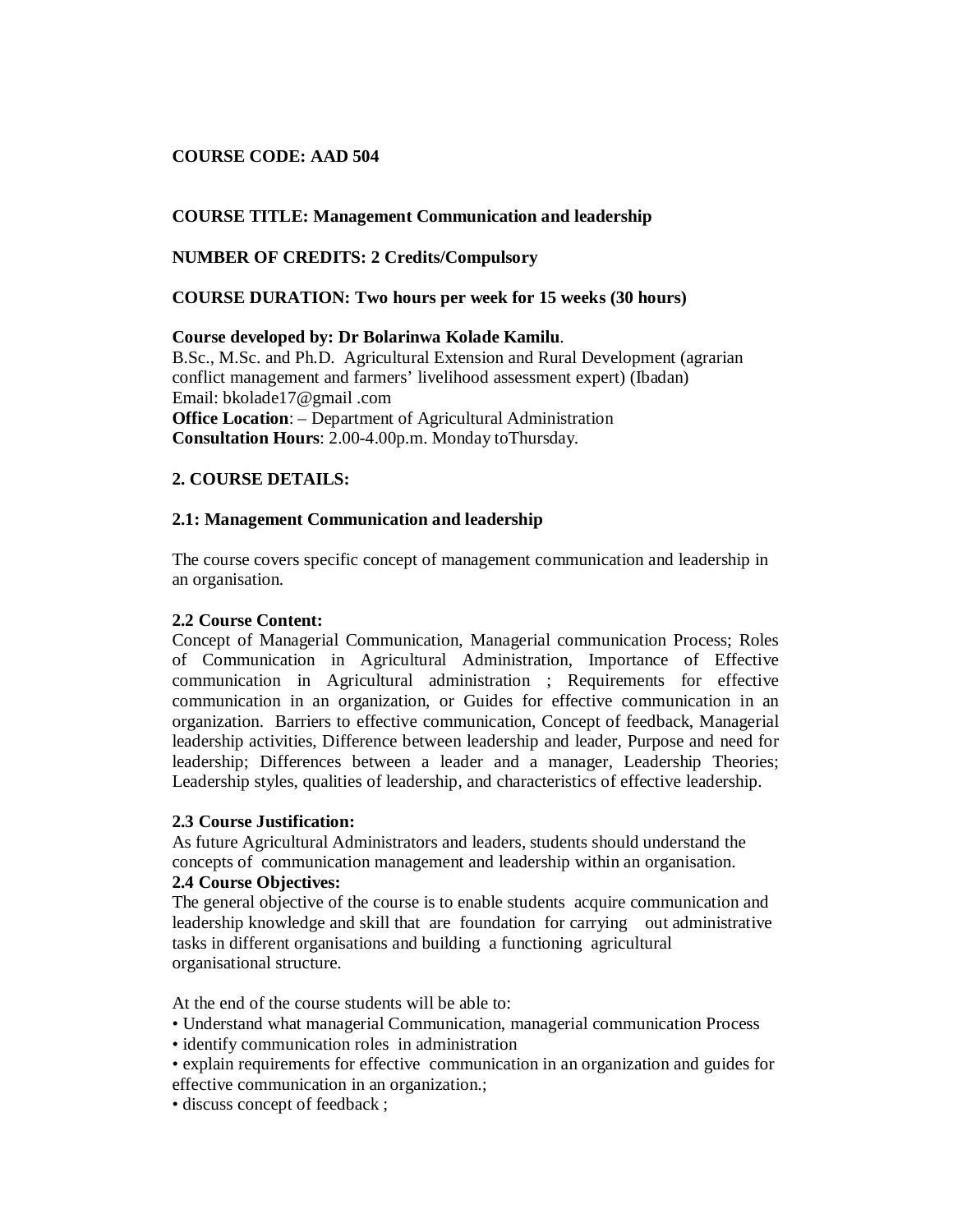**COURSE CODE: AAD 504**

**COURSE TITLE: Management Communication and leadership**

**NUMBER OF CREDITS: 2 Credits/Compulsory**

**COURSE DURATION: Two hours per week for 15 weeks (30 hours)**

**Course developed by: Dr Bolarinwa Kolade Kamilu**.
B.Sc., M.Sc. and Ph.D. Agricultural Extension and Rural Development (agrarian conflict management and farmers' livelihood assessment expert) (Ibadan)
Email: bkolade17@gmail .com
**Office Location**: – Department of Agricultural Administration
**Consultation Hours**: 2.00-4.00p.m. Monday toThursday.

## 2. COURSE DETAILS:

### 2.1: Management Communication and leadership

The course covers specific concept of management communication and leadership in an organisation.

### 2.2 Course Content:

Concept of Managerial Communication, Managerial communication Process; Roles of Communication in Agricultural Administration, Importance of Effective communication in Agricultural administration ; Requirements for effective communication in an organization, or Guides for effective communication in an organization. Barriers to effective communication, Concept of feedback, Managerial leadership activities, Difference between leadership and leader, Purpose and need for leadership; Differences between a leader and a manager, Leadership Theories; Leadership styles, qualities of leadership, and characteristics of effective leadership.

### 2.3 Course Justification:

As future Agricultural Administrators and leaders, students should understand the concepts of communication management and leadership within an organisation.

### 2.4 Course Objectives:

The general objective of the course is to enable students acquire communication and leadership knowledge and skill that are foundation for carrying out administrative tasks in different organisations and building a functioning agricultural organisational structure.

At the end of the course students will be able to:

- Understand what managerial Communication, managerial communication Process
- identify communication roles in administration
- explain requirements for effective communication in an organization and guides for effective communication in an organization.;
- discuss concept of feedback ;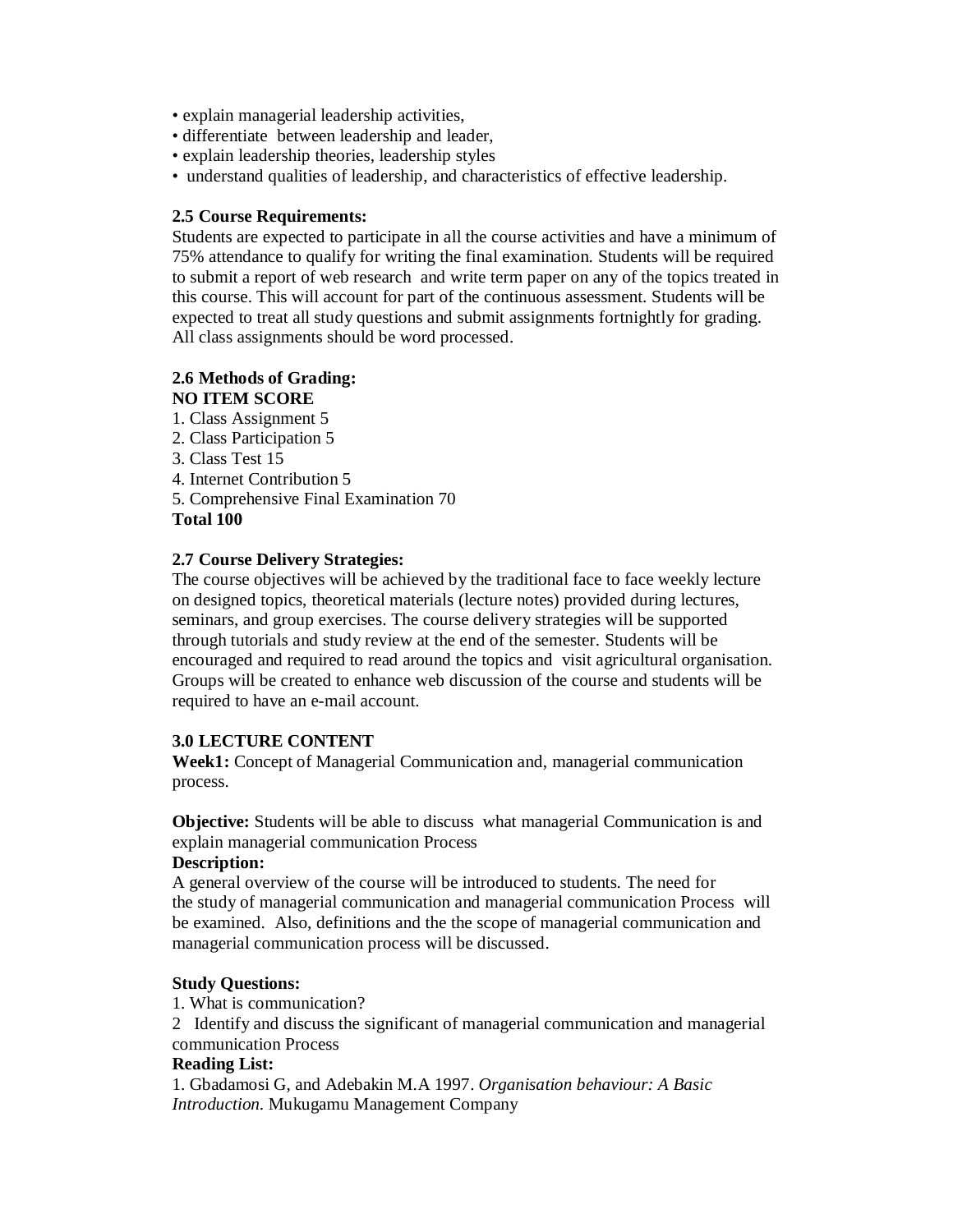- explain managerial leadership activities,
- differentiate between leadership and leader,
- explain leadership theories, leadership styles
- understand qualities of leadership, and characteristics of effective leadership.

**2.5 Course Requirements:**

Students are expected to participate in all the course activities and have a minimum of 75% attendance to qualify for writing the final examination. Students will be required to submit a report of web research and write term paper on any of the topics treated in this course. This will account for part of the continuous assessment. Students will be expected to treat all study questions and submit assignments fortnightly for grading. All class assignments should be word processed.

**2.6 Methods of Grading:**

| NO | ITEM | SCORE |
|---|---|---|
| 1. | Class Assignment | 5 |
| 2. | Class Participation | 5 |
| 3. | Class Test | 15 |
| 4. | Internet Contribution | 5 |
| 5. | Comprehensive Final Examination | 70 |
| | **Total** | **100** |

**2.7 Course Delivery Strategies:**

The course objectives will be achieved by the traditional face to face weekly lecture on designed topics, theoretical materials (lecture notes) provided during lectures, seminars, and group exercises. The course delivery strategies will be supported through tutorials and study review at the end of the semester. Students will be encouraged and required to read around the topics and visit agricultural organisation. Groups will be created to enhance web discussion of the course and students will be required to have an e-mail account.

**3.0 LECTURE CONTENT**

**Week1:** Concept of Managerial Communication and, managerial communication process.

**Objective:** Students will be able to discuss what managerial Communication is and explain managerial communication Process

**Description:**

A general overview of the course will be introduced to students. The need for the study of managerial communication and managerial communication Process will be examined. Also, definitions and the the scope of managerial communication and managerial communication process will be discussed.

**Study Questions:**

1. What is communication?
2. Identify and discuss the significant of managerial communication and managerial communication Process

**Reading List:**

1. Gbadamosi G, and Adebakin M.A 1997. *Organisation behaviour: A Basic Introduction*. Mukugamu Management Company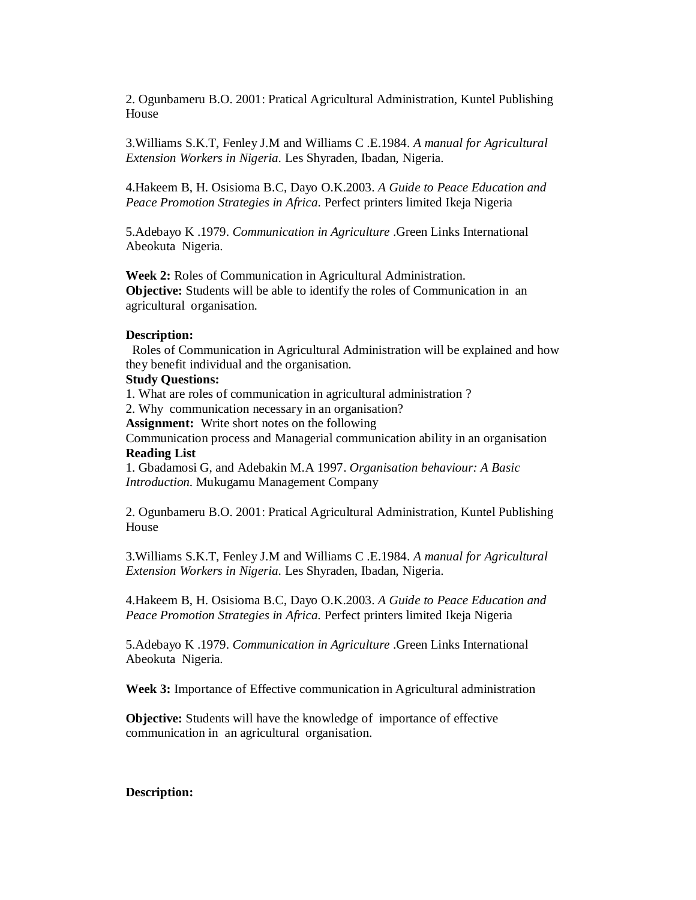2. Ogunbameru B.O. 2001: Pratical Agricultural Administration, Kuntel Publishing House

3.Williams S.K.T, Fenley J.M and Williams C .E.1984. *A manual for Agricultural Extension Workers in Nigeria*. Les Shyraden, Ibadan, Nigeria.

4.Hakeem B, H. Osisioma B.C, Dayo O.K.2003. *A Guide to Peace Education and Peace Promotion Strategies in Africa.* Perfect printers limited Ikeja Nigeria

5.Adebayo K .1979. *Communication in Agriculture* .Green Links International Abeokuta Nigeria.

**Week 2:** Roles of Communication in Agricultural Administration.
**Objective:** Students will be able to identify the roles of Communication in an agricultural organisation.

**Description:**
Roles of Communication in Agricultural Administration will be explained and how they benefit individual and the organisation.

**Study Questions:**

1. What are roles of communication in agricultural administration ?
2. Why communication necessary in an organisation?

**Assignment:** Write short notes on the following
Communication process and Managerial communication ability in an organisation

**Reading List**

1. Gbadamosi G, and Adebakin M.A 1997. *Organisation behaviour: A Basic Introduction*. Mukugamu Management Company

2. Ogunbameru B.O. 2001: Pratical Agricultural Administration, Kuntel Publishing House

3.Williams S.K.T, Fenley J.M and Williams C .E.1984. *A manual for Agricultural Extension Workers in Nigeria*. Les Shyraden, Ibadan, Nigeria.

4.Hakeem B, H. Osisioma B.C, Dayo O.K.2003. *A Guide to Peace Education and Peace Promotion Strategies in Africa.* Perfect printers limited Ikeja Nigeria

5.Adebayo K .1979. *Communication in Agriculture* .Green Links International Abeokuta Nigeria.

**Week 3:** Importance of Effective communication in Agricultural administration

**Objective:** Students will have the knowledge of importance of effective communication in an agricultural organisation.

**Description:**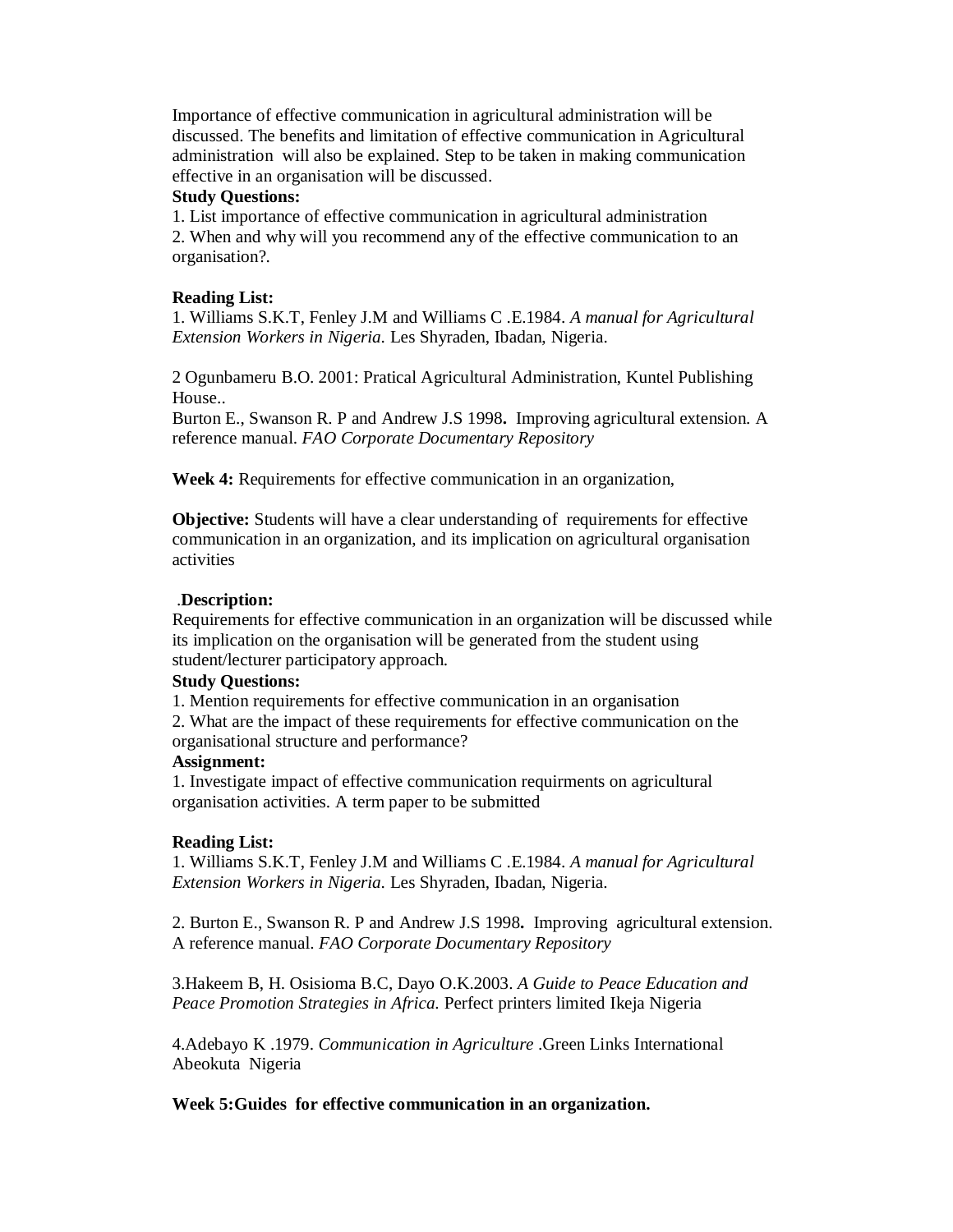Importance of effective communication in agricultural administration will be discussed. The benefits and limitation of effective communication in Agricultural administration will also be explained. Step to be taken in making communication effective in an organisation will be discussed.

**Study Questions:**

1. List importance of effective communication in agricultural administration
2. When and why will you recommend any of the effective communication to an organisation?.

**Reading List:**

1. Williams S.K.T, Fenley J.M and Williams C .E.1984. *A manual for Agricultural Extension Workers in Nigeria.* Les Shyraden, Ibadan, Nigeria.

2 Ogunbameru B.O. 2001: Pratical Agricultural Administration, Kuntel Publishing House..
Burton E., Swanson R. P and Andrew J.S 1998**.** Improving agricultural extension. A reference manual. *FAO Corporate Documentary Repository*

**Week 4:** Requirements for effective communication in an organization,

**Objective:** Students will have a clear understanding of requirements for effective communication in an organization, and its implication on agricultural organisation activities

.**Description:**

Requirements for effective communication in an organization will be discussed while its implication on the organisation will be generated from the student using student/lecturer participatory approach.

**Study Questions:**

1. Mention requirements for effective communication in an organisation
2. What are the impact of these requirements for effective communication on the organisational structure and performance?

**Assignment:**

1. Investigate impact of effective communication requirments on agricultural organisation activities. A term paper to be submitted

**Reading List:**

1. Williams S.K.T, Fenley J.M and Williams C .E.1984. *A manual for Agricultural Extension Workers in Nigeria.* Les Shyraden, Ibadan, Nigeria.

2. Burton E., Swanson R. P and Andrew J.S 1998**.** Improving agricultural extension. A reference manual. *FAO Corporate Documentary Repository*

3.Hakeem B, H. Osisioma B.C, Dayo O.K.2003. *A Guide to Peace Education and Peace Promotion Strategies in Africa.* Perfect printers limited Ikeja Nigeria

4.Adebayo K .1979. *Communication in Agriculture* .Green Links International Abeokuta Nigeria

**Week 5:Guides for effective communication in an organization.**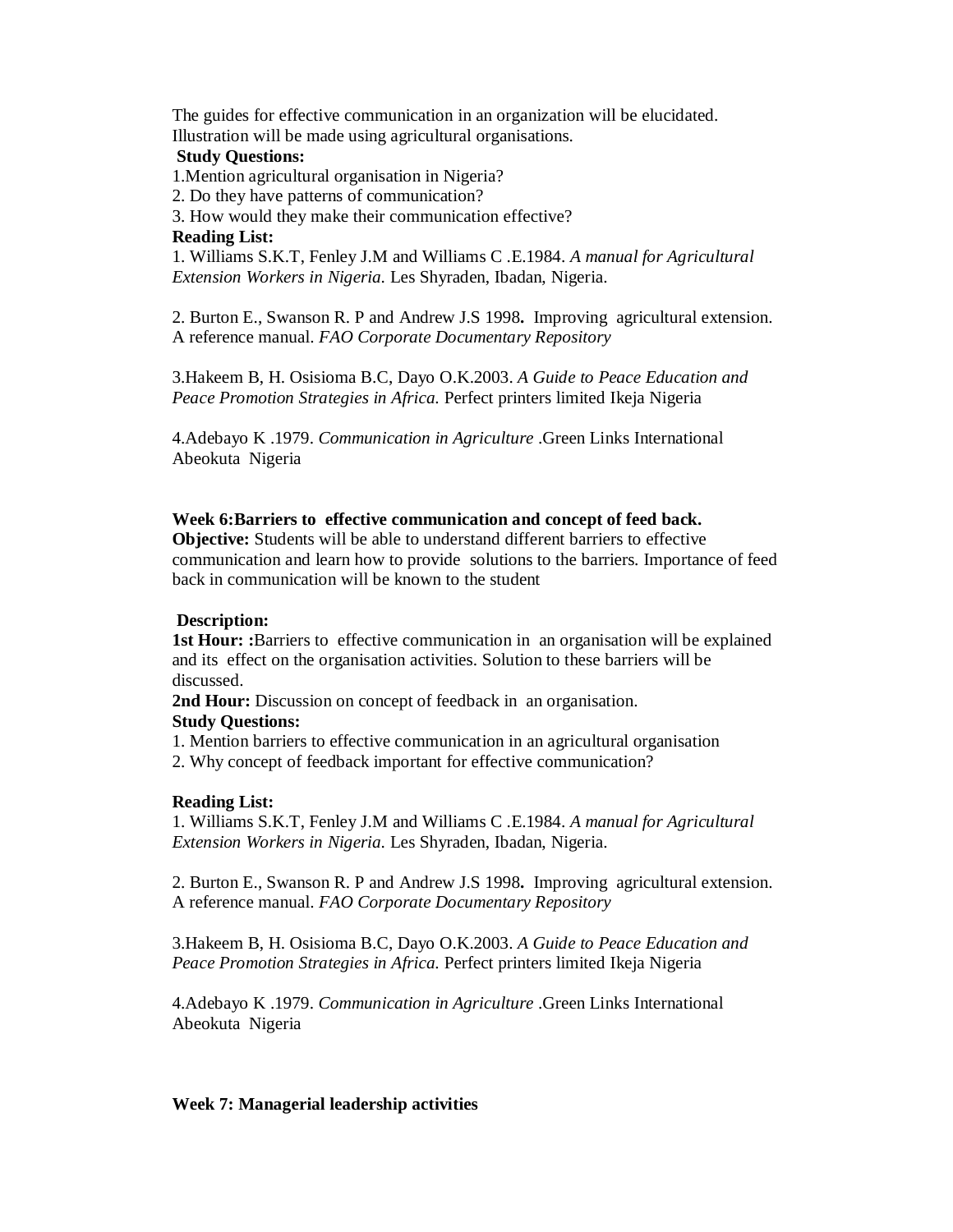The guides for effective communication in an organization will be elucidated. Illustration will be made using agricultural organisations.

**Study Questions:**

1.Mention agricultural organisation in Nigeria?
2. Do they have patterns of communication?
3. How would they make their communication effective?

**Reading List:**

1. Williams S.K.T, Fenley J.M and Williams C .E.1984. *A manual for Agricultural Extension Workers in Nigeria.* Les Shyraden, Ibadan, Nigeria.

2. Burton E., Swanson R. P and Andrew J.S 1998**.** Improving agricultural extension. A reference manual. *FAO Corporate Documentary Repository*

3.Hakeem B, H. Osisioma B.C, Dayo O.K.2003. *A Guide to Peace Education and Peace Promotion Strategies in Africa.* Perfect printers limited Ikeja Nigeria

4.Adebayo K .1979. *Communication in Agriculture* .Green Links International Abeokuta Nigeria

**Week 6:Barriers to effective communication and concept of feed back.**

**Objective:** Students will be able to understand different barriers to effective communication and learn how to provide solutions to the barriers. Importance of feed back in communication will be known to the student

**Description:**

**1st Hour: :**Barriers to effective communication in an organisation will be explained and its effect on the organisation activities. Solution to these barriers will be discussed.

**2nd Hour:** Discussion on concept of feedback in an organisation.

**Study Questions:**

1. Mention barriers to effective communication in an agricultural organisation
2. Why concept of feedback important for effective communication?

**Reading List:**

1. Williams S.K.T, Fenley J.M and Williams C .E.1984. *A manual for Agricultural Extension Workers in Nigeria.* Les Shyraden, Ibadan, Nigeria.

2. Burton E., Swanson R. P and Andrew J.S 1998**.** Improving agricultural extension. A reference manual. *FAO Corporate Documentary Repository*

3.Hakeem B, H. Osisioma B.C, Dayo O.K.2003. *A Guide to Peace Education and Peace Promotion Strategies in Africa.* Perfect printers limited Ikeja Nigeria

4.Adebayo K .1979. *Communication in Agriculture* .Green Links International Abeokuta Nigeria

**Week 7: Managerial leadership activities**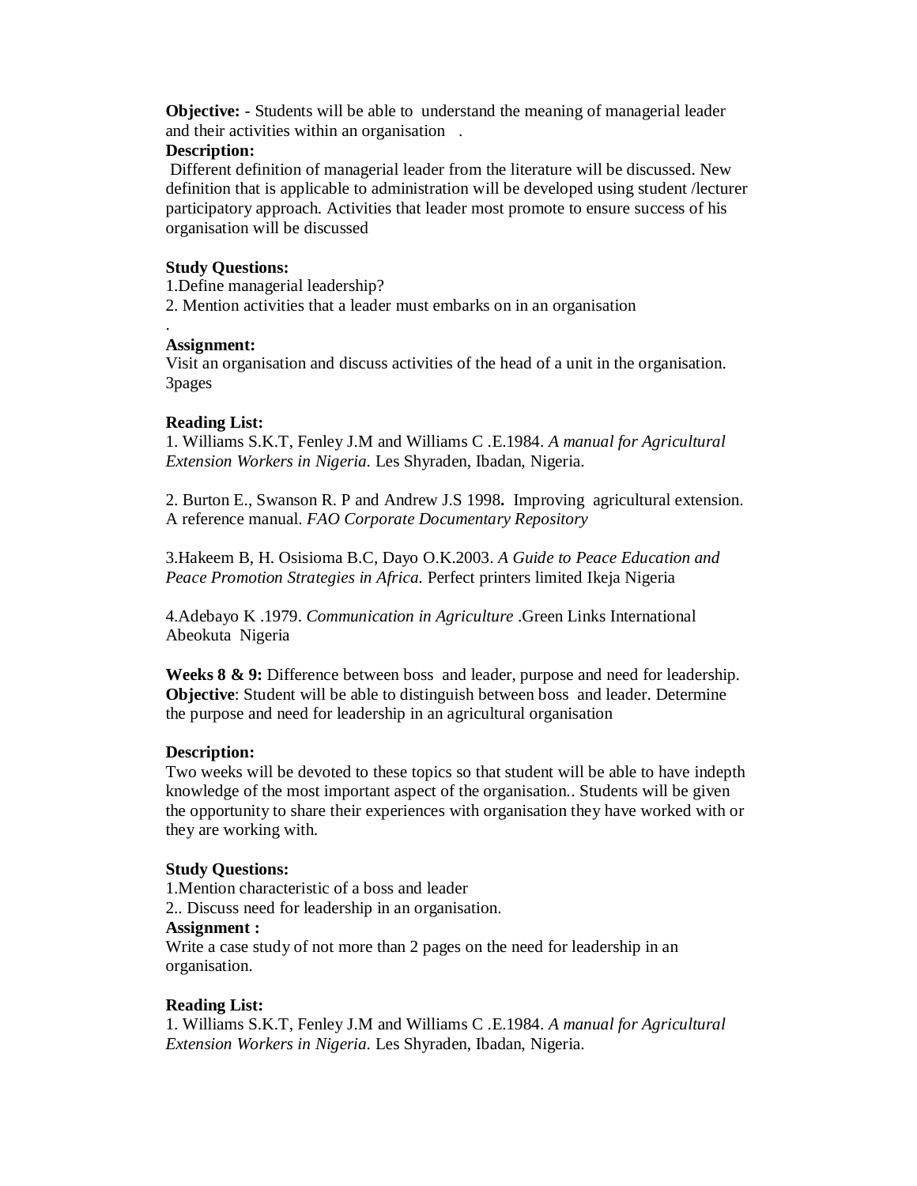**Objective:** - Students will be able to understand the meaning of managerial leader and their activities within an organisation .

**Description:**

Different definition of managerial leader from the literature will be discussed. New definition that is applicable to administration will be developed using student /lecturer participatory approach. Activities that leader most promote to ensure success of his organisation will be discussed

**Study Questions:**

1.Define managerial leadership?

2. Mention activities that a leader must embarks on in an organisation

.

**Assignment:**

Visit an organisation and discuss activities of the head of a unit in the organisation. 3pages

**Reading List:**

1. Williams S.K.T, Fenley J.M and Williams C .E.1984. *A manual for Agricultural Extension Workers in Nigeria.* Les Shyraden, Ibadan, Nigeria.

2. Burton E., Swanson R. P and Andrew J.S 1998**.** Improving agricultural extension. A reference manual. *FAO Corporate Documentary Repository*

3.Hakeem B, H. Osisioma B.C, Dayo O.K.2003. *A Guide to Peace Education and Peace Promotion Strategies in Africa.* Perfect printers limited Ikeja Nigeria

4.Adebayo K .1979. *Communication in Agriculture* .Green Links International Abeokuta Nigeria

**Weeks 8 & 9:** Difference between boss and leader, purpose and need for leadership.
**Objective**: Student will be able to distinguish between boss and leader. Determine the purpose and need for leadership in an agricultural organisation

**Description:**

Two weeks will be devoted to these topics so that student will be able to have indepth knowledge of the most important aspect of the organisation.. Students will be given the opportunity to share their experiences with organisation they have worked with or they are working with.

**Study Questions:**

1.Mention characteristic of a boss and leader

2.. Discuss need for leadership in an organisation.

**Assignment :**

Write a case study of not more than 2 pages on the need for leadership in an organisation.

**Reading List:**

1. Williams S.K.T, Fenley J.M and Williams C .E.1984. *A manual for Agricultural Extension Workers in Nigeria.* Les Shyraden, Ibadan, Nigeria.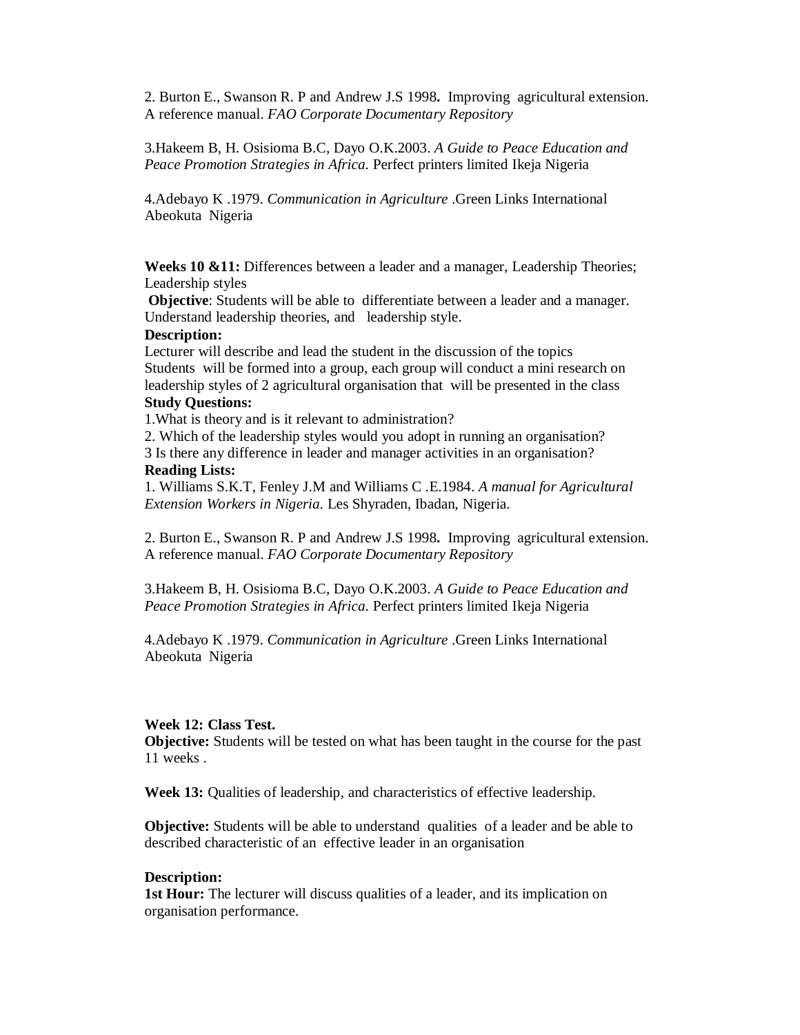2. Burton E., Swanson R. P and Andrew J.S 1998**.** Improving agricultural extension. A reference manual. *FAO Corporate Documentary Repository*

3.Hakeem B, H. Osisioma B.C, Dayo O.K.2003. *A Guide to Peace Education and Peace Promotion Strategies in Africa.* Perfect printers limited Ikeja Nigeria

4.Adebayo K .1979. *Communication in Agriculture* .Green Links International Abeokuta Nigeria

**Weeks 10 &11:** Differences between a leader and a manager, Leadership Theories; Leadership styles

**Objective**: Students will be able to differentiate between a leader and a manager. Understand leadership theories, and leadership style.

**Description:**

Lecturer will describe and lead the student in the discussion of the topics
Students will be formed into a group, each group will conduct a mini research on leadership styles of 2 agricultural organisation that will be presented in the class

**Study Questions:**

1.What is theory and is it relevant to administration?
2. Which of the leadership styles would you adopt in running an organisation?
3 Is there any difference in leader and manager activities in an organisation?

**Reading Lists:**

1. Williams S.K.T, Fenley J.M and Williams C .E.1984. *A manual for Agricultural Extension Workers in Nigeria.* Les Shyraden, Ibadan, Nigeria.

2. Burton E., Swanson R. P and Andrew J.S 1998**.** Improving agricultural extension. A reference manual. *FAO Corporate Documentary Repository*

3.Hakeem B, H. Osisioma B.C, Dayo O.K.2003. *A Guide to Peace Education and Peace Promotion Strategies in Africa.* Perfect printers limited Ikeja Nigeria

4.Adebayo K .1979. *Communication in Agriculture* .Green Links International Abeokuta Nigeria

**Week 12: Class Test.**

**Objective:** Students will be tested on what has been taught in the course for the past 11 weeks .

**Week 13:** Qualities of leadership, and characteristics of effective leadership.

**Objective:** Students will be able to understand qualities of a leader and be able to described characteristic of an effective leader in an organisation

**Description:**

**1st Hour:** The lecturer will discuss qualities of a leader, and its implication on organisation performance.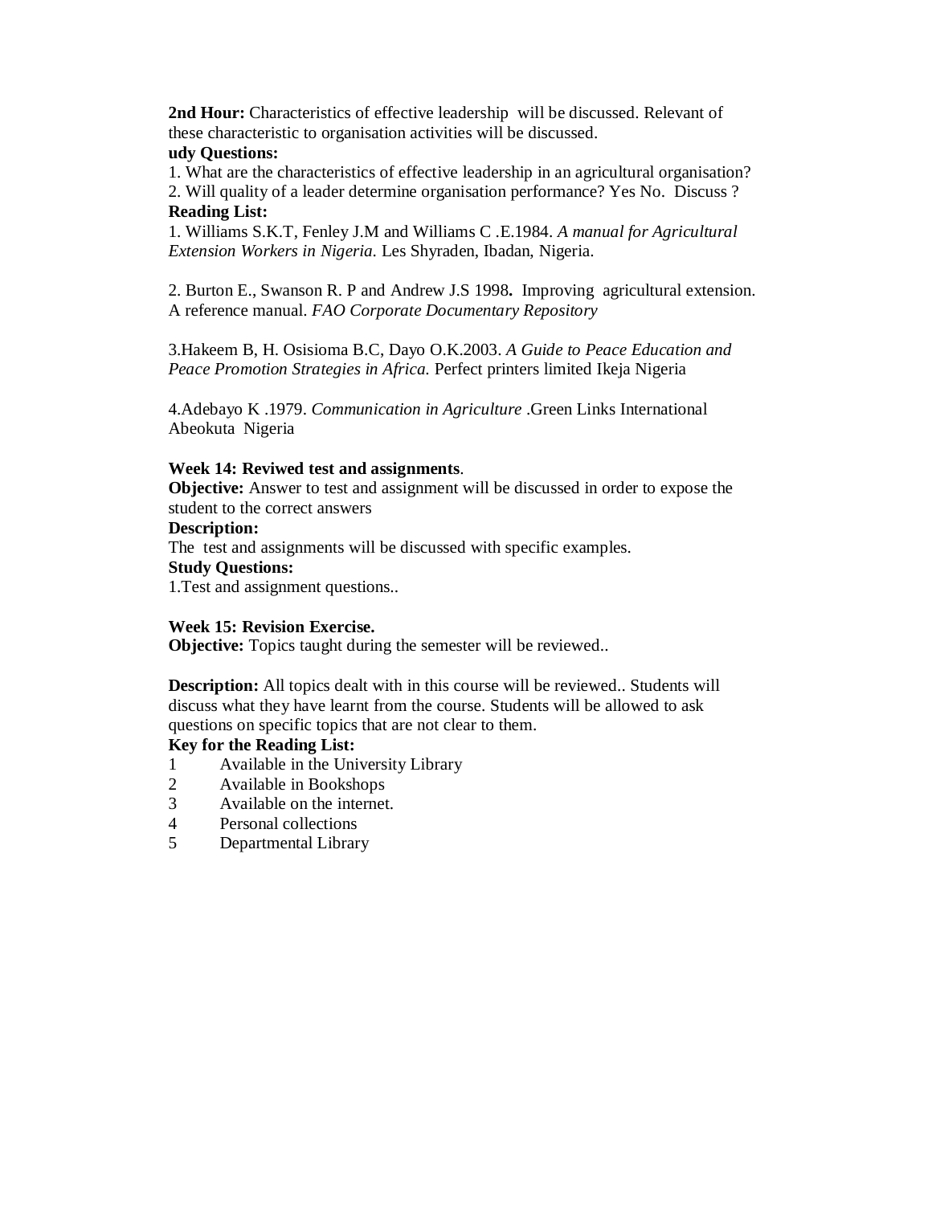**2nd Hour:** Characteristics of effective leadership will be discussed. Relevant of these characteristic to organisation activities will be discussed.

**udy Questions:**

1. What are the characteristics of effective leadership in an agricultural organisation?
2. Will quality of a leader determine organisation performance? Yes No. Discuss ?

**Reading List:**

1. Williams S.K.T, Fenley J.M and Williams C .E.1984. *A manual for Agricultural Extension Workers in Nigeria.* Les Shyraden, Ibadan, Nigeria.

2. Burton E., Swanson R. P and Andrew J.S 1998**.** Improving agricultural extension. A reference manual. *FAO Corporate Documentary Repository*

3.Hakeem B, H. Osisioma B.C, Dayo O.K.2003. *A Guide to Peace Education and Peace Promotion Strategies in Africa.* Perfect printers limited Ikeja Nigeria

4.Adebayo K .1979. *Communication in Agriculture* .Green Links International Abeokuta Nigeria

**Week 14: Reviwed test and assignments**.

**Objective:** Answer to test and assignment will be discussed in order to expose the student to the correct answers

**Description:**

The test and assignments will be discussed with specific examples.

**Study Questions:**

1.Test and assignment questions..

**Week 15: Revision Exercise.**

**Objective:** Topics taught during the semester will be reviewed..

**Description:** All topics dealt with in this course will be reviewed.. Students will discuss what they have learnt from the course. Students will be allowed to ask questions on specific topics that are not clear to them.

**Key for the Reading List:**

1 Available in the University Library
2 Available in Bookshops
3 Available on the internet.
4 Personal collections
5 Departmental Library